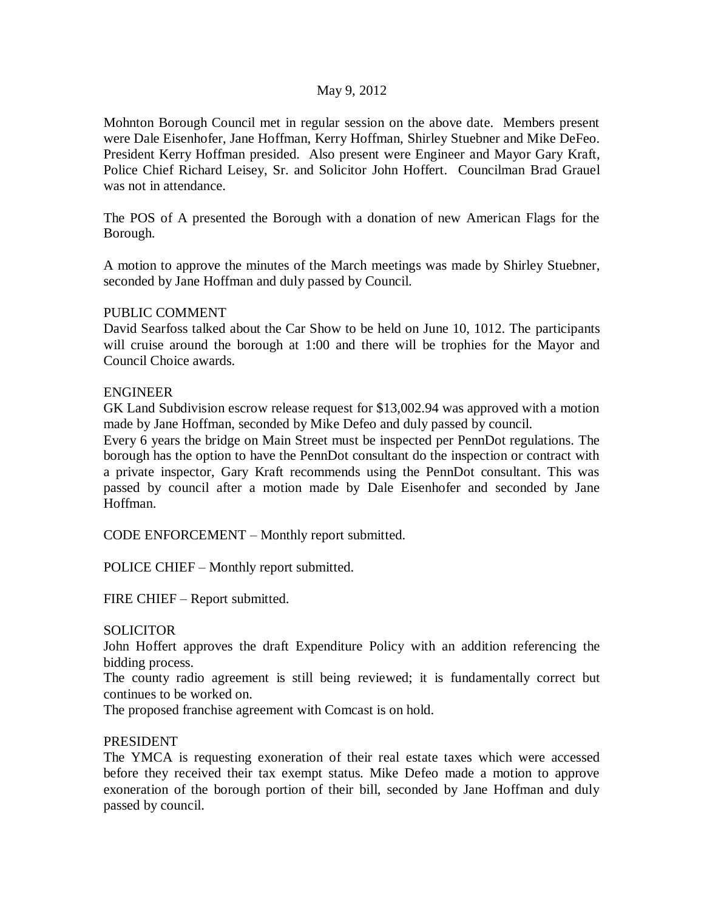May 9, 2012

Mohnton Borough Council met in regular session on the above date. Members present were Dale Eisenhofer, Jane Hoffman, Kerry Hoffman, Shirley Stuebner and Mike DeFeo. President Kerry Hoffman presided. Also present were Engineer and Mayor Gary Kraft, Police Chief Richard Leisey, Sr. and Solicitor John Hoffert. Councilman Brad Grauel was not in attendance.

The POS of A presented the Borough with a donation of new American Flags for the Borough.

A motion to approve the minutes of the March meetings was made by Shirley Stuebner, seconded by Jane Hoffman and duly passed by Council.

PUBLIC COMMENT

David Searfoss talked about the Car Show to be held on June 10, 1012. The participants will cruise around the borough at 1:00 and there will be trophies for the Mayor and Council Choice awards.

ENGINEER

GK Land Subdivision escrow release request for $13,002.94 was approved with a motion made by Jane Hoffman, seconded by Mike Defeo and duly passed by council.

Every 6 years the bridge on Main Street must be inspected per PennDot regulations. The borough has the option to have the PennDot consultant do the inspection or contract with a private inspector, Gary Kraft recommends using the PennDot consultant. This was passed by council after a motion made by Dale Eisenhofer and seconded by Jane Hoffman.

CODE ENFORCEMENT – Monthly report submitted.

POLICE CHIEF – Monthly report submitted.

FIRE CHIEF – Report submitted.

SOLICITOR

John Hoffert approves the draft Expenditure Policy with an addition referencing the bidding process.

The county radio agreement is still being reviewed; it is fundamentally correct but continues to be worked on.

The proposed franchise agreement with Comcast is on hold.

PRESIDENT

The YMCA is requesting exoneration of their real estate taxes which were accessed before they received their tax exempt status. Mike Defeo made a motion to approve exoneration of the borough portion of their bill, seconded by Jane Hoffman and duly passed by council.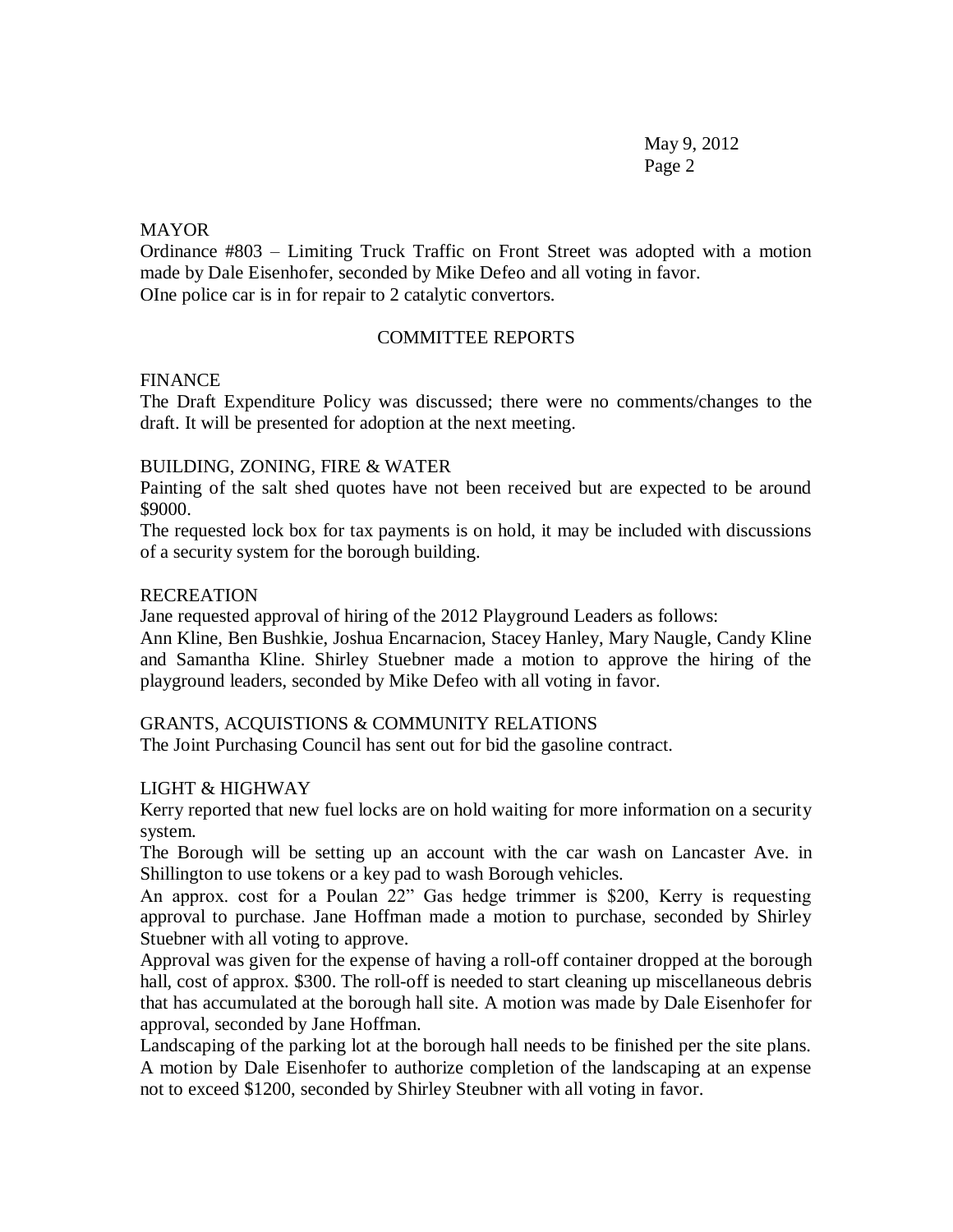## MAYOR

Ordinance #803 – Limiting Truck Traffic on Front Street was adopted with a motion made by Dale Eisenhofer, seconded by Mike Defeo and all voting in favor.
OIne police car is in for repair to 2 catalytic convertors.

## COMMITTEE REPORTS

### FINANCE

The Draft Expenditure Policy was discussed; there were no comments/changes to the draft. It will be presented for adoption at the next meeting.

### BUILDING, ZONING, FIRE & WATER

Painting of the salt shed quotes have not been received but are expected to be around $9000.
The requested lock box for tax payments is on hold, it may be included with discussions of a security system for the borough building.

### RECREATION

Jane requested approval of hiring of the 2012 Playground Leaders as follows:
Ann Kline, Ben Bushkie, Joshua Encarnacion, Stacey Hanley, Mary Naugle, Candy Kline and Samantha Kline. Shirley Stuebner made a motion to approve the hiring of the playground leaders, seconded by Mike Defeo with all voting in favor.

### GRANTS, ACQUISTIONS & COMMUNITY RELATIONS

The Joint Purchasing Council has sent out for bid the gasoline contract.

### LIGHT & HIGHWAY

Kerry reported that new fuel locks are on hold waiting for more information on a security system.
The Borough will be setting up an account with the car wash on Lancaster Ave. in Shillington to use tokens or a key pad to wash Borough vehicles.
An approx. cost for a Poulan 22" Gas hedge trimmer is $200, Kerry is requesting approval to purchase. Jane Hoffman made a motion to purchase, seconded by Shirley Stuebner with all voting to approve.
Approval was given for the expense of having a roll-off container dropped at the borough hall, cost of approx. $300. The roll-off is needed to start cleaning up miscellaneous debris that has accumulated at the borough hall site. A motion was made by Dale Eisenhofer for approval, seconded by Jane Hoffman.
Landscaping of the parking lot at the borough hall needs to be finished per the site plans. A motion by Dale Eisenhofer to authorize completion of the landscaping at an expense not to exceed $1200, seconded by Shirley Steubner with all voting in favor.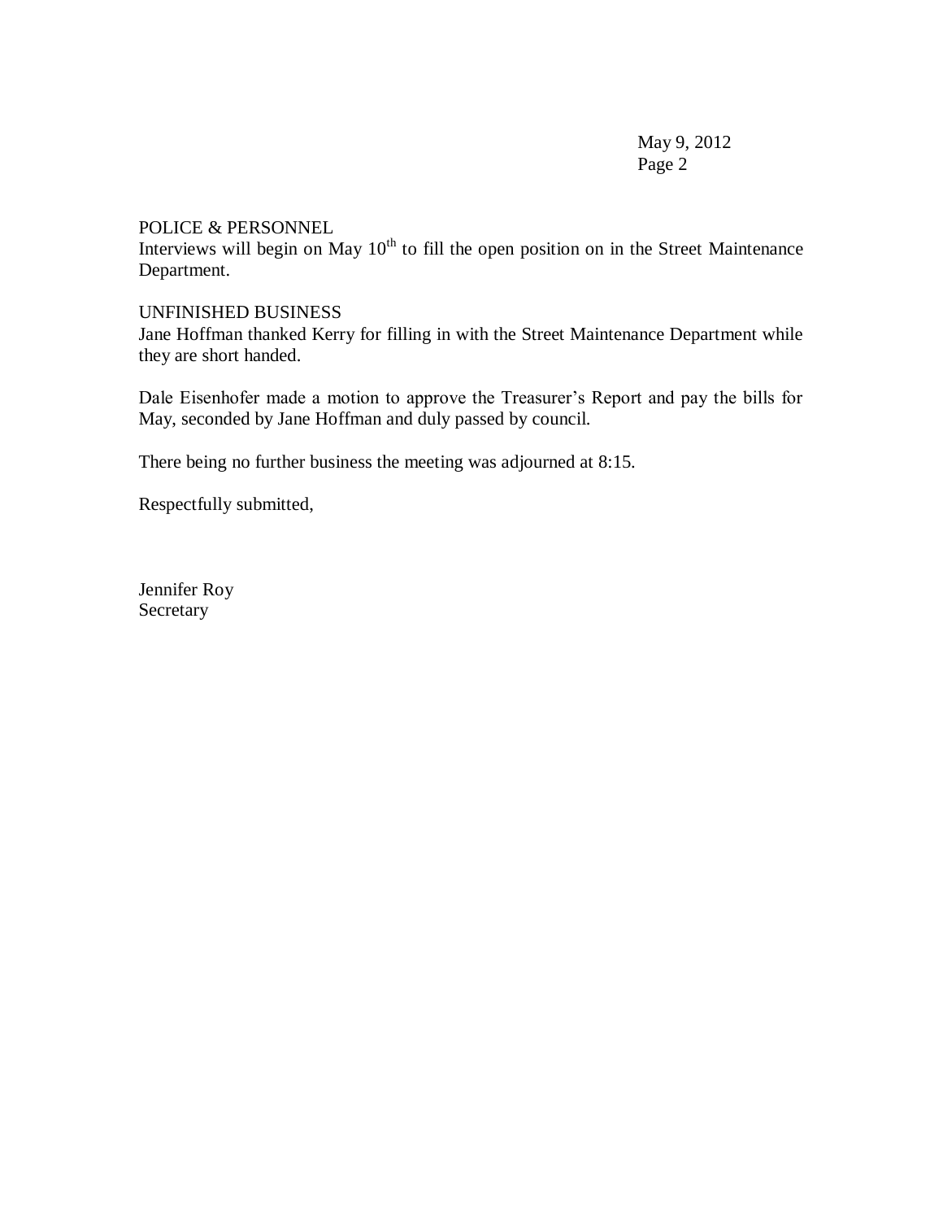POLICE & PERSONNEL
Interviews will begin on May 10th to fill the open position on in the Street Maintenance Department.

UNFINISHED BUSINESS
Jane Hoffman thanked Kerry for filling in with the Street Maintenance Department while they are short handed.

Dale Eisenhofer made a motion to approve the Treasurer's Report and pay the bills for May, seconded by Jane Hoffman and duly passed by council.

There being no further business the meeting was adjourned at 8:15.

Respectfully submitted,

Jennifer Roy
Secretary